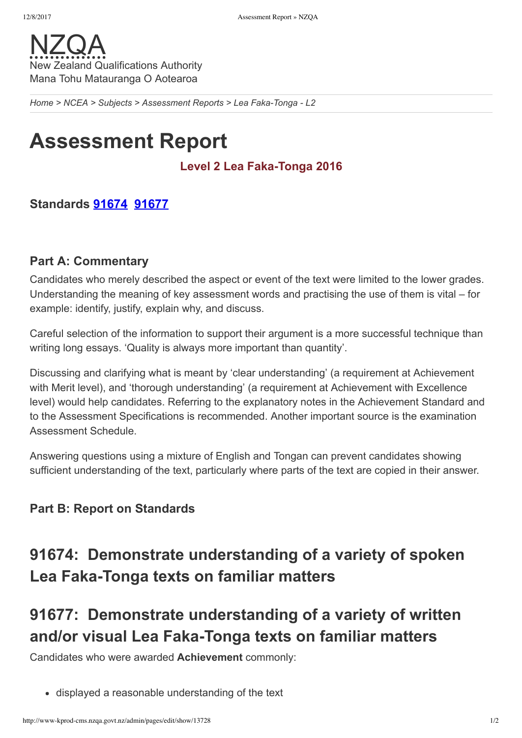NZQA
New Zealand Qualifications Authority
Mana Tohu Matauranga O Aotearoa

*Home > NCEA > Subjects > Assessment Reports > Lea Faka-Tonga - L2*

# Assessment Report

### Level 2 Lea Faka-Tonga 2016

### Standards 91674 91677

### Part A: Commentary

Candidates who merely described the aspect or event of the text were limited to the lower grades. Understanding the meaning of key assessment words and practising the use of them is vital – for example: identify, justify, explain why, and discuss.

Careful selection of the information to support their argument is a more successful technique than writing long essays. 'Quality is always more important than quantity'.

Discussing and clarifying what is meant by 'clear understanding' (a requirement at Achievement with Merit level), and 'thorough understanding' (a requirement at Achievement with Excellence level) would help candidates. Referring to the explanatory notes in the Achievement Standard and to the Assessment Specifications is recommended. Another important source is the examination Assessment Schedule.

Answering questions using a mixture of English and Tongan can prevent candidates showing sufficient understanding of the text, particularly where parts of the text are copied in their answer.

### Part B: Report on Standards

## 91674: Demonstrate understanding of a variety of spoken Lea Faka-Tonga texts on familiar matters

## 91677: Demonstrate understanding of a variety of written and/or visual Lea Faka-Tonga texts on familiar matters

Candidates who were awarded **Achievement** commonly:

- displayed a reasonable understanding of the text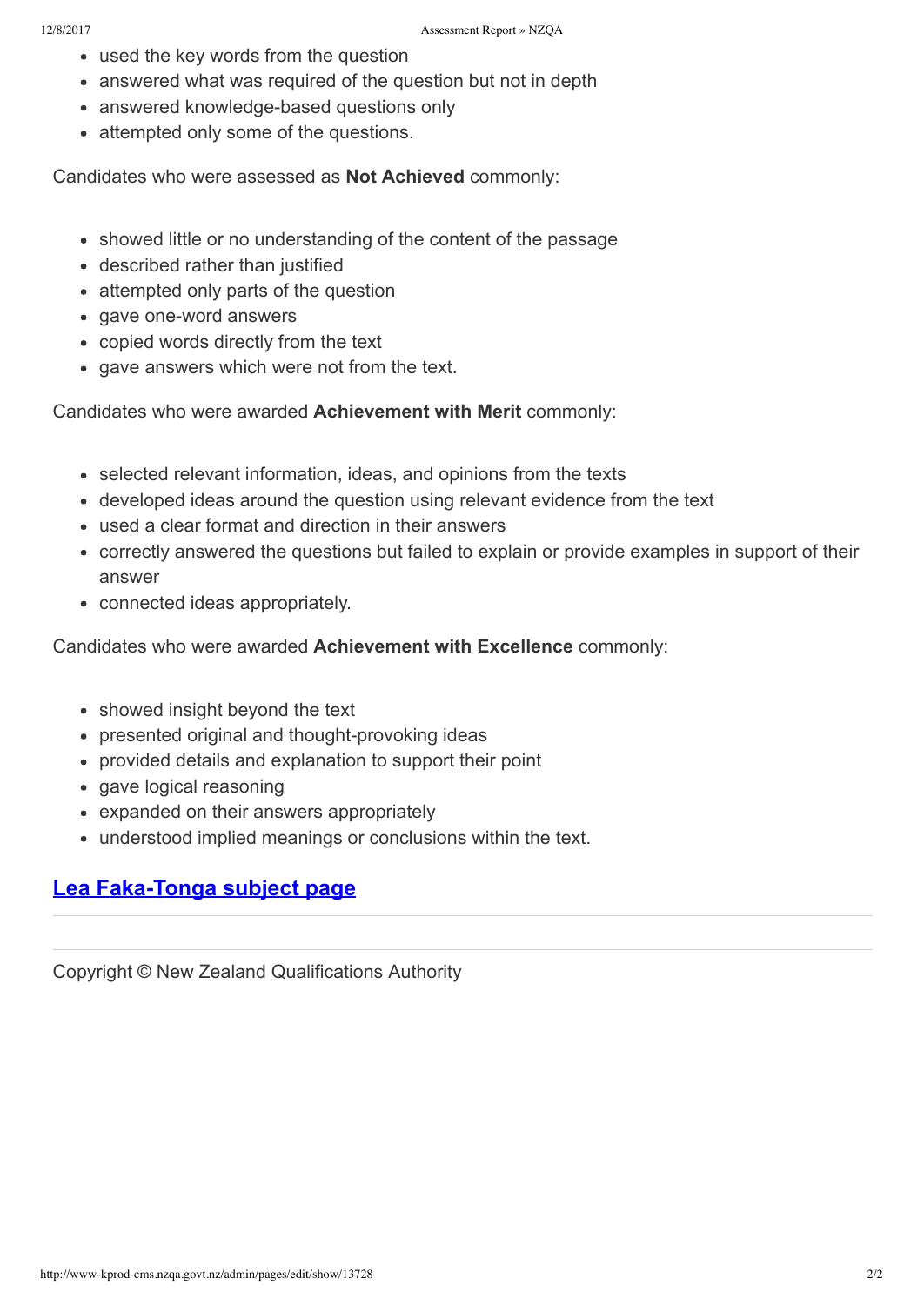- used the key words from the question
- answered what was required of the question but not in depth
- answered knowledge-based questions only
- attempted only some of the questions.

Candidates who were assessed as **Not Achieved** commonly:

- showed little or no understanding of the content of the passage
- described rather than justified
- attempted only parts of the question
- gave one-word answers
- copied words directly from the text
- gave answers which were not from the text.

Candidates who were awarded **Achievement with Merit** commonly:

- selected relevant information, ideas, and opinions from the texts
- developed ideas around the question using relevant evidence from the text
- used a clear format and direction in their answers
- correctly answered the questions but failed to explain or provide examples in support of their answer
- connected ideas appropriately.

Candidates who were awarded **Achievement with Excellence** commonly:

- showed insight beyond the text
- presented original and thought-provoking ideas
- provided details and explanation to support their point
- gave logical reasoning
- expanded on their answers appropriately
- understood implied meanings or conclusions within the text.

## Lea Faka-Tonga subject page

Copyright © New Zealand Qualifications Authority